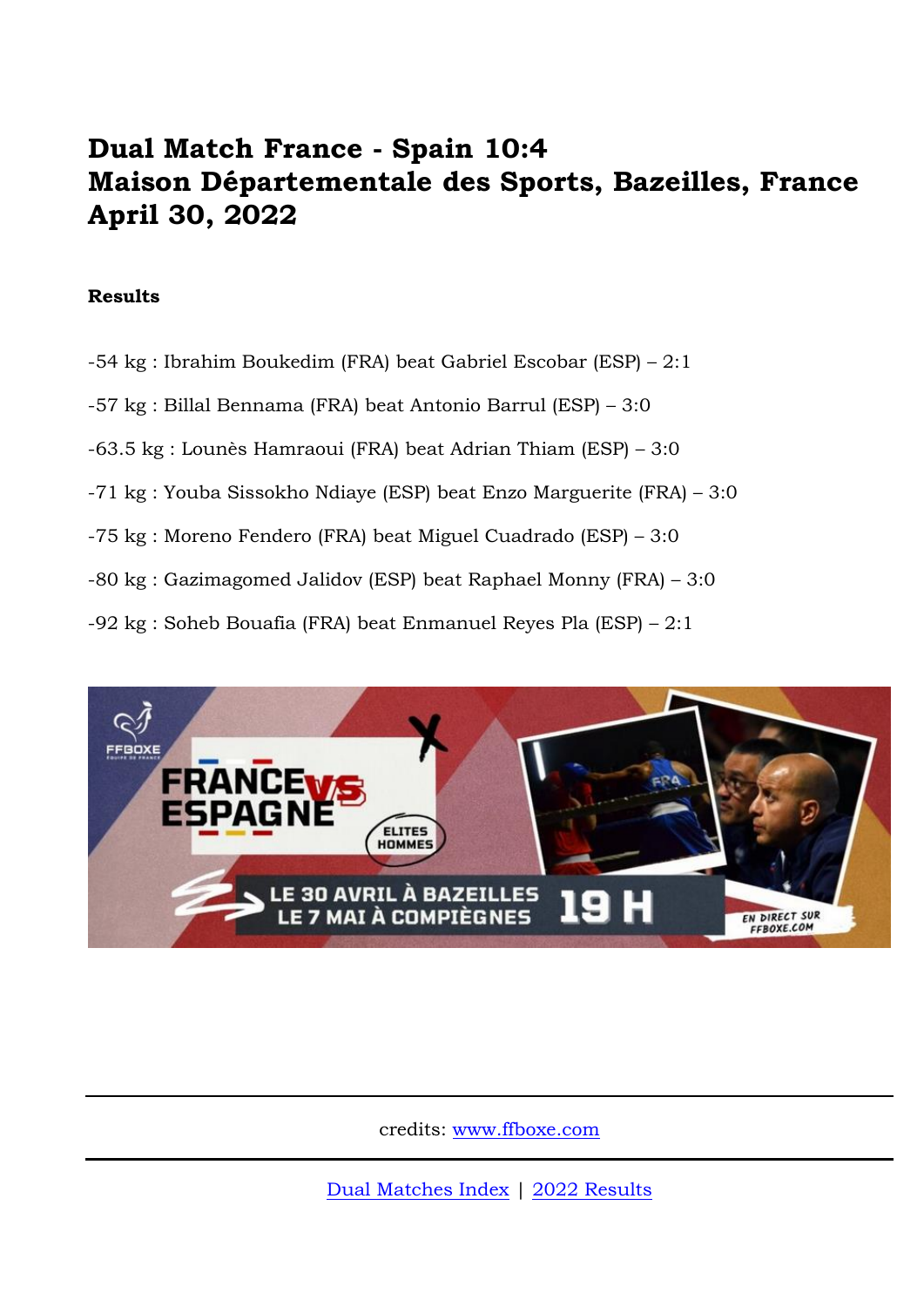# Dual Match France - Spain 10:4
# Maison Départementale des Sports, Bazeilles, France
# April 30, 2022

**Results**

-54 kg : Ibrahim Boukedim (FRA) beat Gabriel Escobar (ESP) – 2:1

-57 kg : Billal Bennama (FRA) beat Antonio Barrul (ESP) – 3:0

-63.5 kg : Lounès Hamraoui (FRA) beat Adrian Thiam (ESP) – 3:0

-71 kg : Youba Sissokho Ndiaye (ESP) beat Enzo Marguerite (FRA) – 3:0

-75 kg : Moreno Fendero (FRA) beat Miguel Cuadrado (ESP) – 3:0

-80 kg : Gazimagomed Jalidov (ESP) beat Raphael Monny (FRA) – 3:0

-92 kg : Soheb Bouafia (FRA) beat Enmanuel Reyes Pla (ESP) – 2:1

---

credits: [www.ffboxe.com](http://www.ffboxe.com)

---

[Dual Matches Index](#) | [2022 Results](#)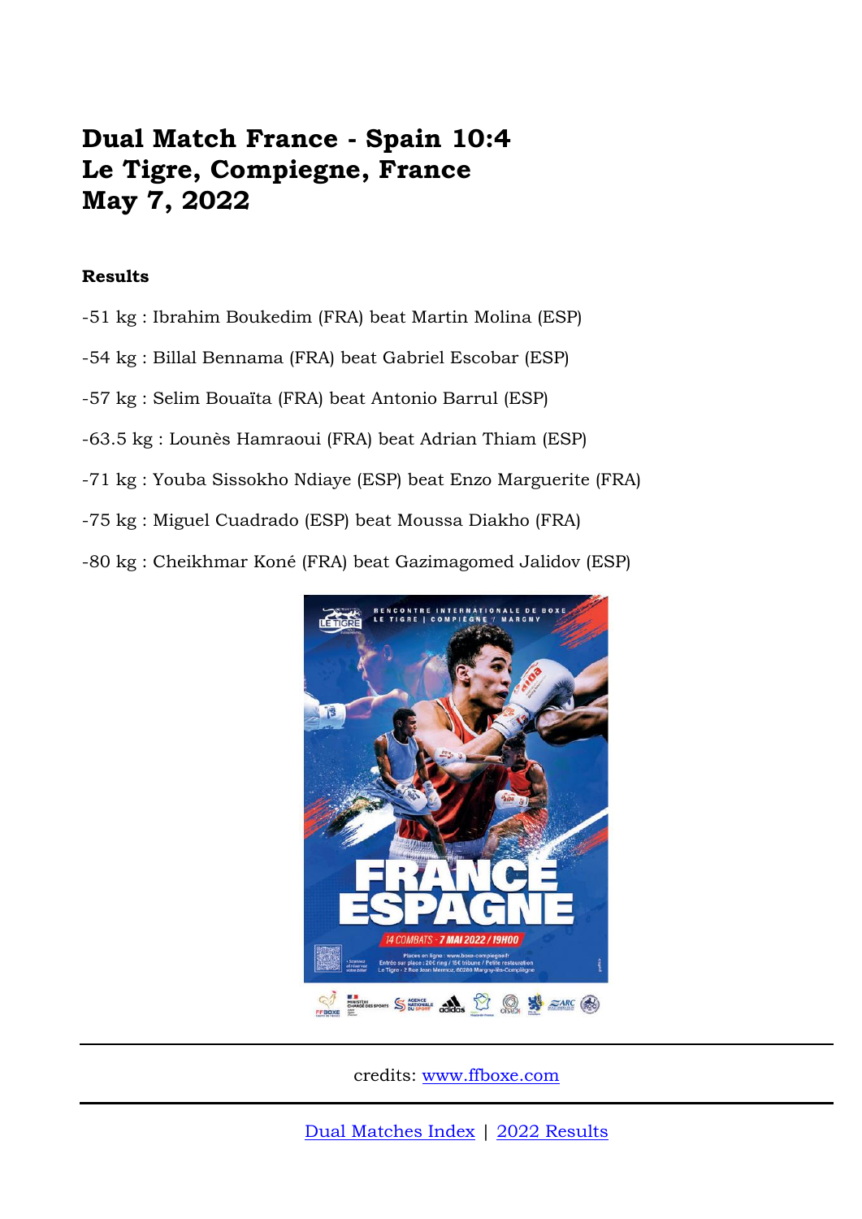# Dual Match France - Spain 10:4
# Le Tigre, Compiegne, France
# May 7, 2022

**Results**

-51 kg : Ibrahim Boukedim (FRA) beat Martin Molina (ESP)

-54 kg : Billal Bennama (FRA) beat Gabriel Escobar (ESP)

-57 kg : Selim Bouaïta (FRA) beat Antonio Barrul (ESP)

-63.5 kg : Lounès Hamraoui (FRA) beat Adrian Thiam (ESP)

-71 kg : Youba Sissokho Ndiaye (ESP) beat Enzo Marguerite (FRA)

-75 kg : Miguel Cuadrado (ESP) beat Moussa Diakho (FRA)

-80 kg : Cheikhmar Koné (FRA) beat Gazimagomed Jalidov (ESP)

---

credits: www.ffboxe.com

---

Dual Matches Index | 2022 Results